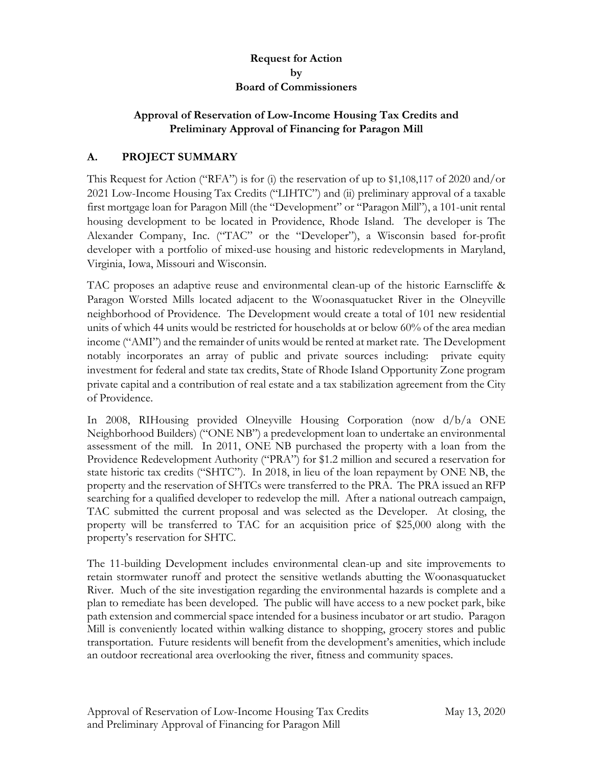**Request for Action**
**by**
**Board of Commissioners**

**Approval of Reservation of Low-Income Housing Tax Credits and Preliminary Approval of Financing for Paragon Mill**

## A. PROJECT SUMMARY

This Request for Action ("RFA") is for (i) the reservation of up to $1,108,117 of 2020 and/or 2021 Low-Income Housing Tax Credits ("LIHTC") and (ii) preliminary approval of a taxable first mortgage loan for Paragon Mill (the "Development" or "Paragon Mill"), a 101-unit rental housing development to be located in Providence, Rhode Island. The developer is The Alexander Company, Inc. ("TAC" or the "Developer"), a Wisconsin based for-profit developer with a portfolio of mixed-use housing and historic redevelopments in Maryland, Virginia, Iowa, Missouri and Wisconsin.

TAC proposes an adaptive reuse and environmental clean-up of the historic Earnscliffe & Paragon Worsted Mills located adjacent to the Woonasquatucket River in the Olneyville neighborhood of Providence. The Development would create a total of 101 new residential units of which 44 units would be restricted for households at or below 60% of the area median income ("AMI") and the remainder of units would be rented at market rate. The Development notably incorporates an array of public and private sources including: private equity investment for federal and state tax credits, State of Rhode Island Opportunity Zone program private capital and a contribution of real estate and a tax stabilization agreement from the City of Providence.

In 2008, RIHousing provided Olneyville Housing Corporation (now d/b/a ONE Neighborhood Builders) ("ONE NB") a predevelopment loan to undertake an environmental assessment of the mill. In 2011, ONE NB purchased the property with a loan from the Providence Redevelopment Authority ("PRA") for $1.2 million and secured a reservation for state historic tax credits ("SHTC"). In 2018, in lieu of the loan repayment by ONE NB, the property and the reservation of SHTCs were transferred to the PRA. The PRA issued an RFP searching for a qualified developer to redevelop the mill. After a national outreach campaign, TAC submitted the current proposal and was selected as the Developer. At closing, the property will be transferred to TAC for an acquisition price of $25,000 along with the property's reservation for SHTC.

The 11-building Development includes environmental clean-up and site improvements to retain stormwater runoff and protect the sensitive wetlands abutting the Woonasquatucket River. Much of the site investigation regarding the environmental hazards is complete and a plan to remediate has been developed. The public will have access to a new pocket park, bike path extension and commercial space intended for a business incubator or art studio. Paragon Mill is conveniently located within walking distance to shopping, grocery stores and public transportation. Future residents will benefit from the development's amenities, which include an outdoor recreational area overlooking the river, fitness and community spaces.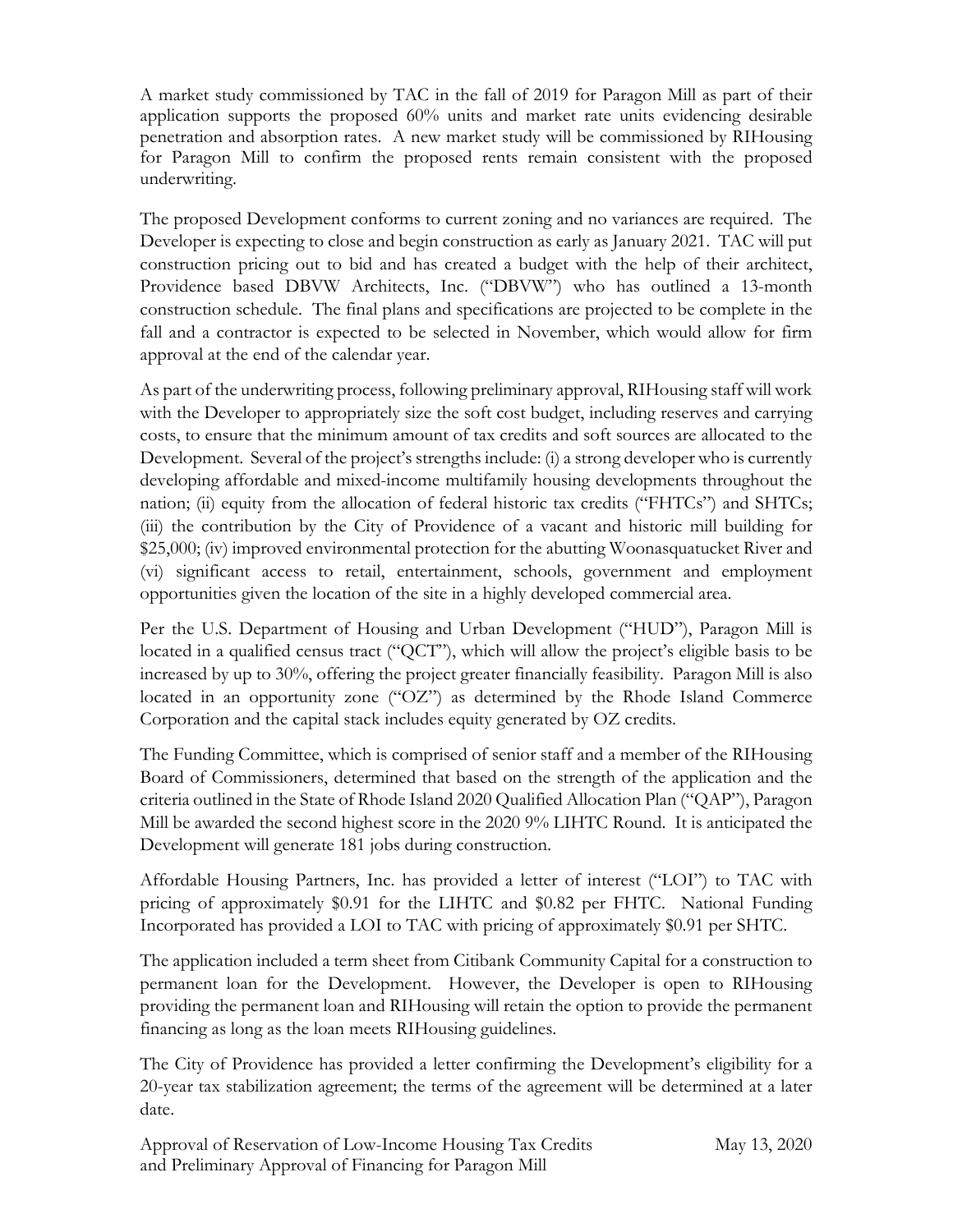A market study commissioned by TAC in the fall of 2019 for Paragon Mill as part of their application supports the proposed 60% units and market rate units evidencing desirable penetration and absorption rates. A new market study will be commissioned by RIHousing for Paragon Mill to confirm the proposed rents remain consistent with the proposed underwriting.

The proposed Development conforms to current zoning and no variances are required. The Developer is expecting to close and begin construction as early as January 2021. TAC will put construction pricing out to bid and has created a budget with the help of their architect, Providence based DBVW Architects, Inc. ("DBVW") who has outlined a 13-month construction schedule. The final plans and specifications are projected to be complete in the fall and a contractor is expected to be selected in November, which would allow for firm approval at the end of the calendar year.

As part of the underwriting process, following preliminary approval, RIHousing staff will work with the Developer to appropriately size the soft cost budget, including reserves and carrying costs, to ensure that the minimum amount of tax credits and soft sources are allocated to the Development. Several of the project's strengths include: (i) a strong developer who is currently developing affordable and mixed-income multifamily housing developments throughout the nation; (ii) equity from the allocation of federal historic tax credits ("FHTCs") and SHTCs; (iii) the contribution by the City of Providence of a vacant and historic mill building for $25,000; (iv) improved environmental protection for the abutting Woonasquatucket River and (vi) significant access to retail, entertainment, schools, government and employment opportunities given the location of the site in a highly developed commercial area.

Per the U.S. Department of Housing and Urban Development ("HUD"), Paragon Mill is located in a qualified census tract ("QCT"), which will allow the project's eligible basis to be increased by up to 30%, offering the project greater financially feasibility. Paragon Mill is also located in an opportunity zone ("OZ") as determined by the Rhode Island Commerce Corporation and the capital stack includes equity generated by OZ credits.

The Funding Committee, which is comprised of senior staff and a member of the RIHousing Board of Commissioners, determined that based on the strength of the application and the criteria outlined in the State of Rhode Island 2020 Qualified Allocation Plan ("QAP"), Paragon Mill be awarded the second highest score in the 2020 9% LIHTC Round. It is anticipated the Development will generate 181 jobs during construction.

Affordable Housing Partners, Inc. has provided a letter of interest ("LOI") to TAC with pricing of approximately $0.91 for the LIHTC and $0.82 per FHTC. National Funding Incorporated has provided a LOI to TAC with pricing of approximately $0.91 per SHTC.

The application included a term sheet from Citibank Community Capital for a construction to permanent loan for the Development. However, the Developer is open to RIHousing providing the permanent loan and RIHousing will retain the option to provide the permanent financing as long as the loan meets RIHousing guidelines.

The City of Providence has provided a letter confirming the Development's eligibility for a 20-year tax stabilization agreement; the terms of the agreement will be determined at a later date.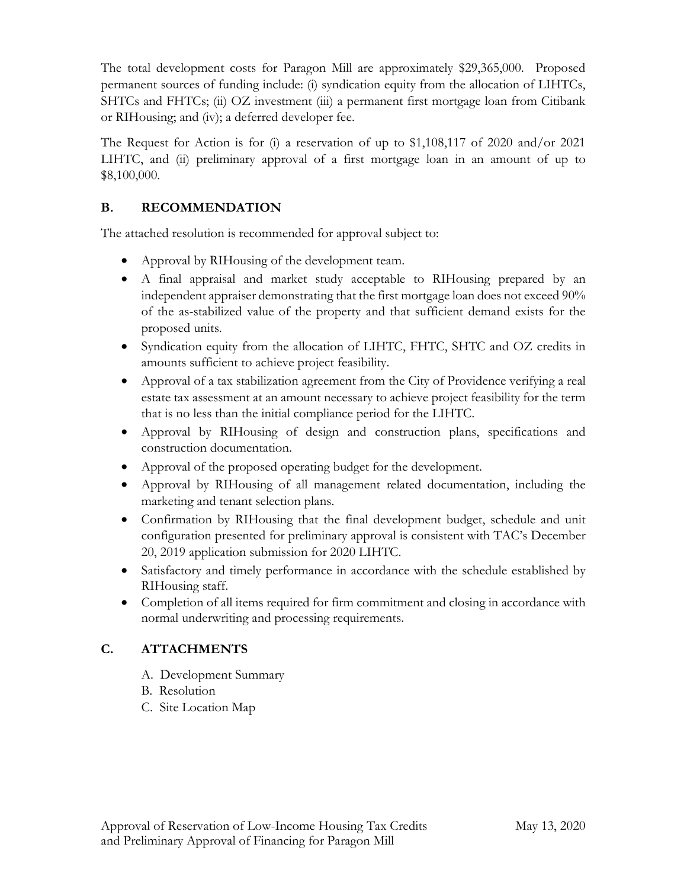The total development costs for Paragon Mill are approximately $29,365,000. Proposed permanent sources of funding include: (i) syndication equity from the allocation of LIHTCs, SHTCs and FHTCs; (ii) OZ investment (iii) a permanent first mortgage loan from Citibank or RIHousing; and (iv); a deferred developer fee.

The Request for Action is for (i) a reservation of up to $1,108,117 of 2020 and/or 2021 LIHTC, and (ii) preliminary approval of a first mortgage loan in an amount of up to $8,100,000.

## B. RECOMMENDATION

The attached resolution is recommended for approval subject to:

- Approval by RIHousing of the development team.
- A final appraisal and market study acceptable to RIHousing prepared by an independent appraiser demonstrating that the first mortgage loan does not exceed 90% of the as-stabilized value of the property and that sufficient demand exists for the proposed units.
- Syndication equity from the allocation of LIHTC, FHTC, SHTC and OZ credits in amounts sufficient to achieve project feasibility.
- Approval of a tax stabilization agreement from the City of Providence verifying a real estate tax assessment at an amount necessary to achieve project feasibility for the term that is no less than the initial compliance period for the LIHTC.
- Approval by RIHousing of design and construction plans, specifications and construction documentation.
- Approval of the proposed operating budget for the development.
- Approval by RIHousing of all management related documentation, including the marketing and tenant selection plans.
- Confirmation by RIHousing that the final development budget, schedule and unit configuration presented for preliminary approval is consistent with TAC's December 20, 2019 application submission for 2020 LIHTC.
- Satisfactory and timely performance in accordance with the schedule established by RIHousing staff.
- Completion of all items required for firm commitment and closing in accordance with normal underwriting and processing requirements.

## C. ATTACHMENTS

A. Development Summary
B. Resolution
C. Site Location Map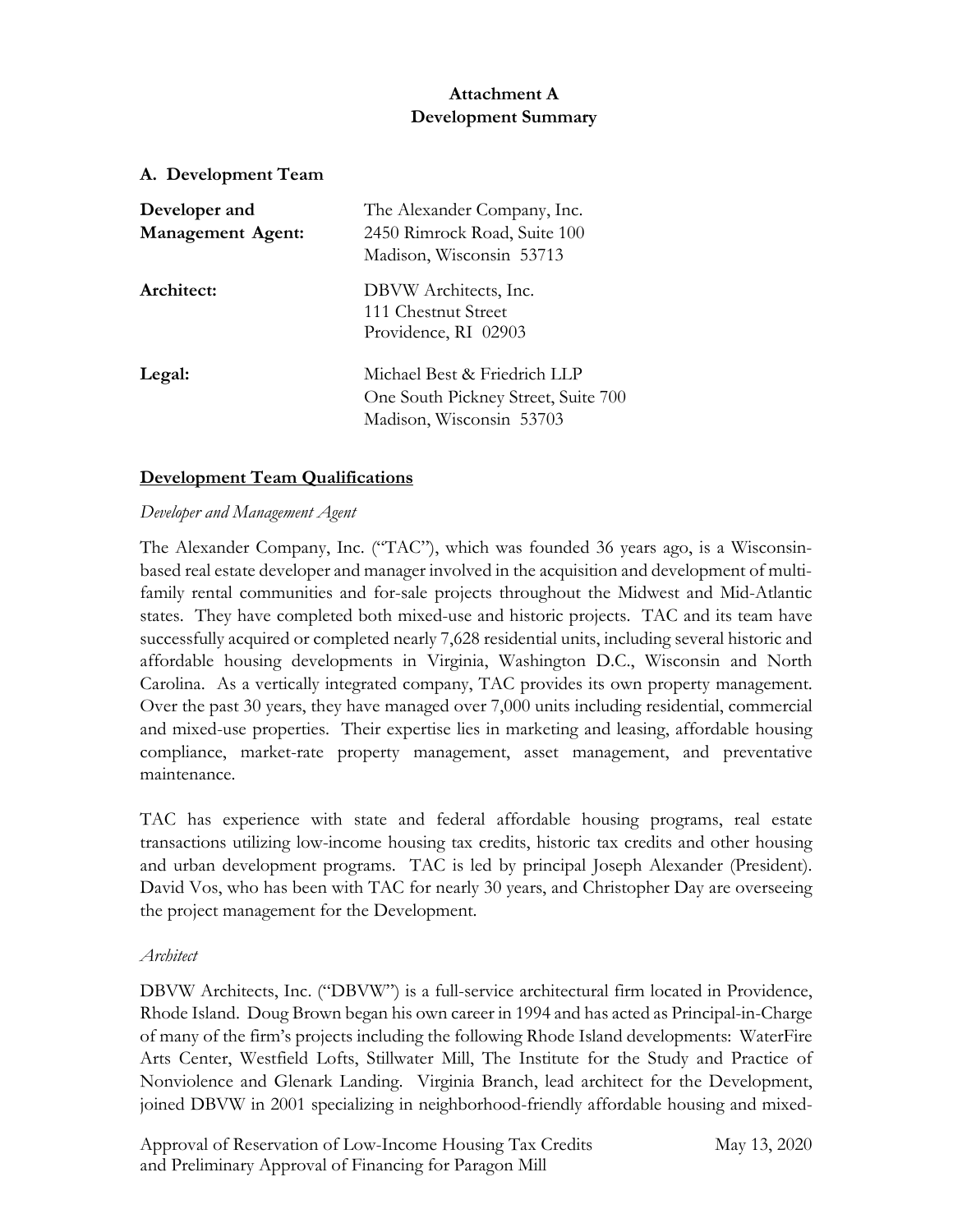**Attachment A**
**Development Summary**

**A. Development Team**

| | |
|---|---|
| **Developer and Management Agent:** | The Alexander Company, Inc.<br>2450 Rimrock Road, Suite 100<br>Madison, Wisconsin 53713 |
| **Architect:** | DBVW Architects, Inc.<br>111 Chestnut Street<br>Providence, RI 02903 |
| **Legal:** | Michael Best & Friedrich LLP<br>One South Pickney Street, Suite 700<br>Madison, Wisconsin 53703 |

**<u>Development Team Qualifications</u>**

*Developer and Management Agent*

The Alexander Company, Inc. ("TAC"), which was founded 36 years ago, is a Wisconsin-based real estate developer and manager involved in the acquisition and development of multi-family rental communities and for-sale projects throughout the Midwest and Mid-Atlantic states. They have completed both mixed-use and historic projects. TAC and its team have successfully acquired or completed nearly 7,628 residential units, including several historic and affordable housing developments in Virginia, Washington D.C., Wisconsin and North Carolina. As a vertically integrated company, TAC provides its own property management. Over the past 30 years, they have managed over 7,000 units including residential, commercial and mixed-use properties. Their expertise lies in marketing and leasing, affordable housing compliance, market-rate property management, asset management, and preventative maintenance.

TAC has experience with state and federal affordable housing programs, real estate transactions utilizing low-income housing tax credits, historic tax credits and other housing and urban development programs. TAC is led by principal Joseph Alexander (President). David Vos, who has been with TAC for nearly 30 years, and Christopher Day are overseeing the project management for the Development.

*Architect*

DBVW Architects, Inc. ("DBVW") is a full-service architectural firm located in Providence, Rhode Island. Doug Brown began his own career in 1994 and has acted as Principal-in-Charge of many of the firm's projects including the following Rhode Island developments: WaterFire Arts Center, Westfield Lofts, Stillwater Mill, The Institute for the Study and Practice of Nonviolence and Glenark Landing. Virginia Branch, lead architect for the Development, joined DBVW in 2001 specializing in neighborhood-friendly affordable housing and mixed-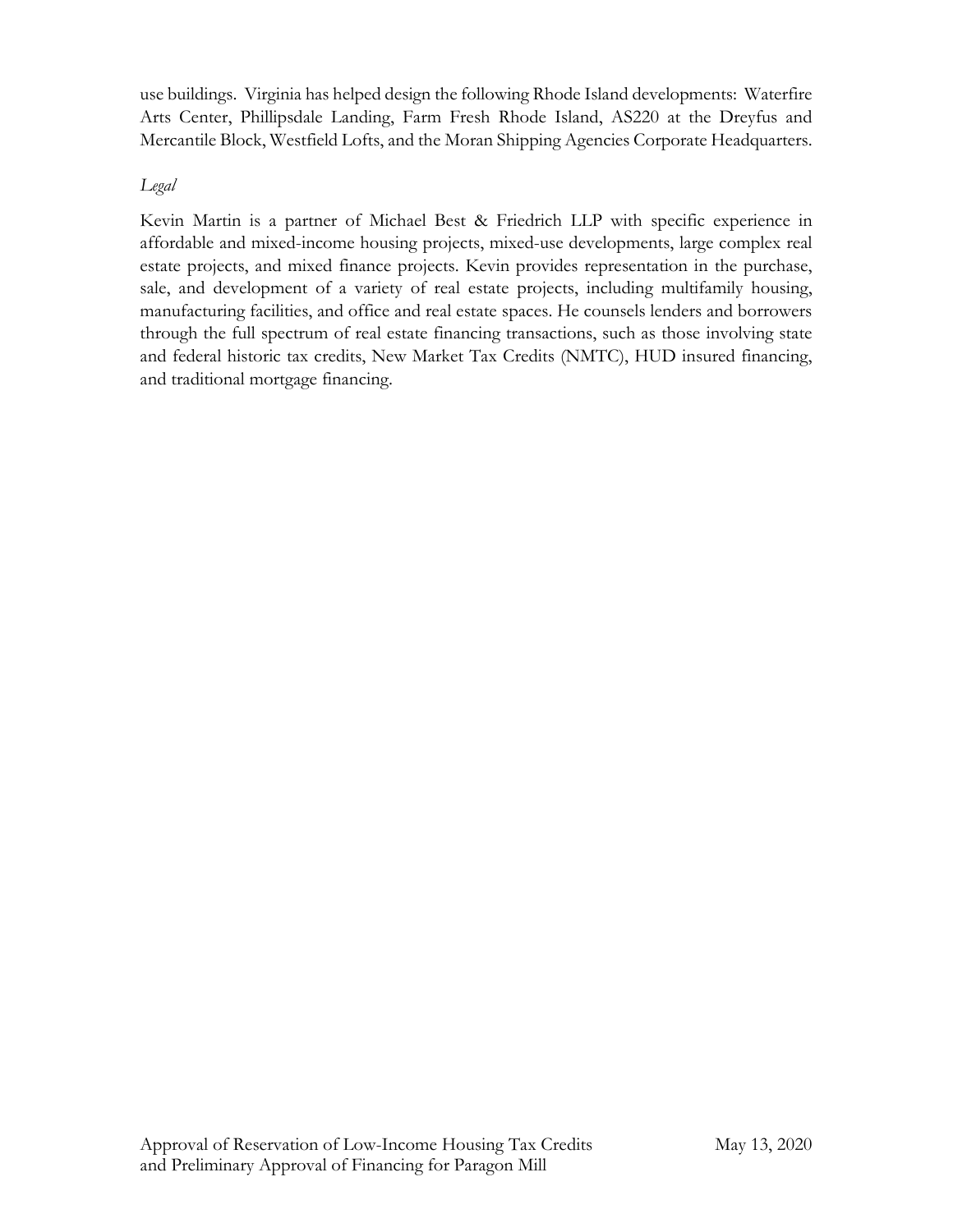use buildings. Virginia has helped design the following Rhode Island developments: Waterfire Arts Center, Phillipsdale Landing, Farm Fresh Rhode Island, AS220 at the Dreyfus and Mercantile Block, Westfield Lofts, and the Moran Shipping Agencies Corporate Headquarters.

*Legal*

Kevin Martin is a partner of Michael Best & Friedrich LLP with specific experience in affordable and mixed-income housing projects, mixed-use developments, large complex real estate projects, and mixed finance projects. Kevin provides representation in the purchase, sale, and development of a variety of real estate projects, including multifamily housing, manufacturing facilities, and office and real estate spaces. He counsels lenders and borrowers through the full spectrum of real estate financing transactions, such as those involving state and federal historic tax credits, New Market Tax Credits (NMTC), HUD insured financing, and traditional mortgage financing.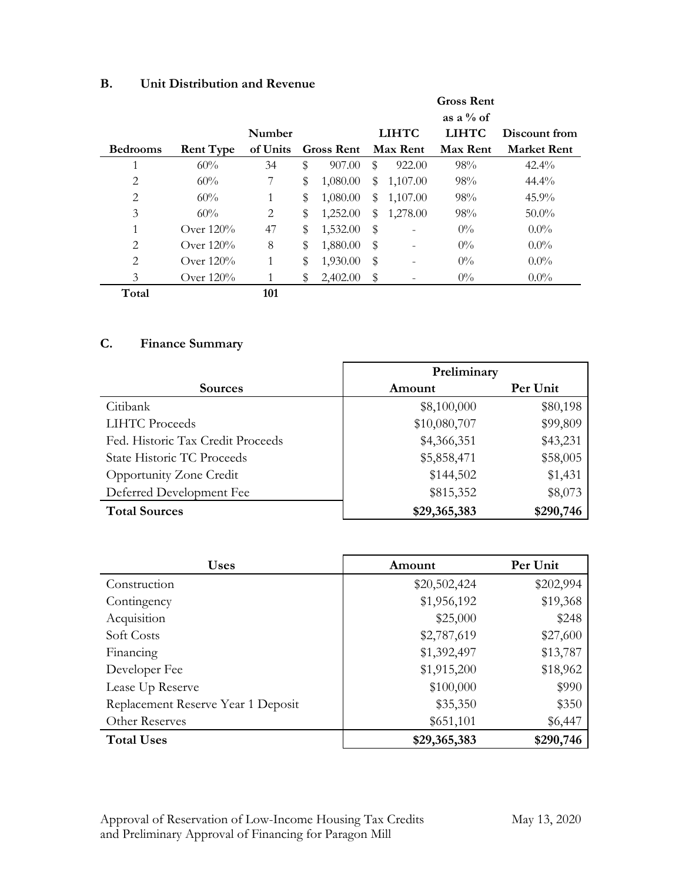**B. Unit Distribution and Revenue**

| Bedrooms | Rent Type | Number of Units | Gross Rent | LIHTC Max Rent | Gross Rent as a % of LIHTC Max Rent | Discount from Market Rent |
|---|---|---|---|---|---|---|
| 1 | 60% | 34 | $ 907.00 | $ 922.00 | 98% | 42.4% |
| 2 | 60% | 7 | $ 1,080.00 | $ 1,107.00 | 98% | 44.4% |
| 2 | 60% | 1 | $ 1,080.00 | $ 1,107.00 | 98% | 45.9% |
| 3 | 60% | 2 | $ 1,252.00 | $ 1,278.00 | 98% | 50.0% |
| 1 | Over 120% | 47 | $ 1,532.00 | $ - | 0% | 0.0% |
| 2 | Over 120% | 8 | $ 1,880.00 | $ - | 0% | 0.0% |
| 2 | Over 120% | 1 | $ 1,930.00 | $ - | 0% | 0.0% |
| 3 | Over 120% | 1 | $ 2,402.00 | $ - | 0% | 0.0% |
| **Total** | | **101** | | | | |

**C. Finance Summary**

| Sources | Preliminary Amount | Per Unit |
|---|---|---|
| Citibank | $8,100,000 | $80,198 |
| LIHTC Proceeds | $10,080,707 | $99,809 |
| Fed. Historic Tax Credit Proceeds | $4,366,351 | $43,231 |
| State Historic TC Proceeds | $5,858,471 | $58,005 |
| Opportunity Zone Credit | $144,502 | $1,431 |
| Deferred Development Fee | $815,352 | $8,073 |
| **Total Sources** | **$29,365,383** | **$290,746** |

| Uses | Amount | Per Unit |
|---|---|---|
| Construction | $20,502,424 | $202,994 |
| Contingency | $1,956,192 | $19,368 |
| Acquisition | $25,000 | $248 |
| Soft Costs | $2,787,619 | $27,600 |
| Financing | $1,392,497 | $13,787 |
| Developer Fee | $1,915,200 | $18,962 |
| Lease Up Reserve | $100,000 | $990 |
| Replacement Reserve Year 1 Deposit | $35,350 | $350 |
| Other Reserves | $651,101 | $6,447 |
| **Total Uses** | **$29,365,383** | **$290,746** |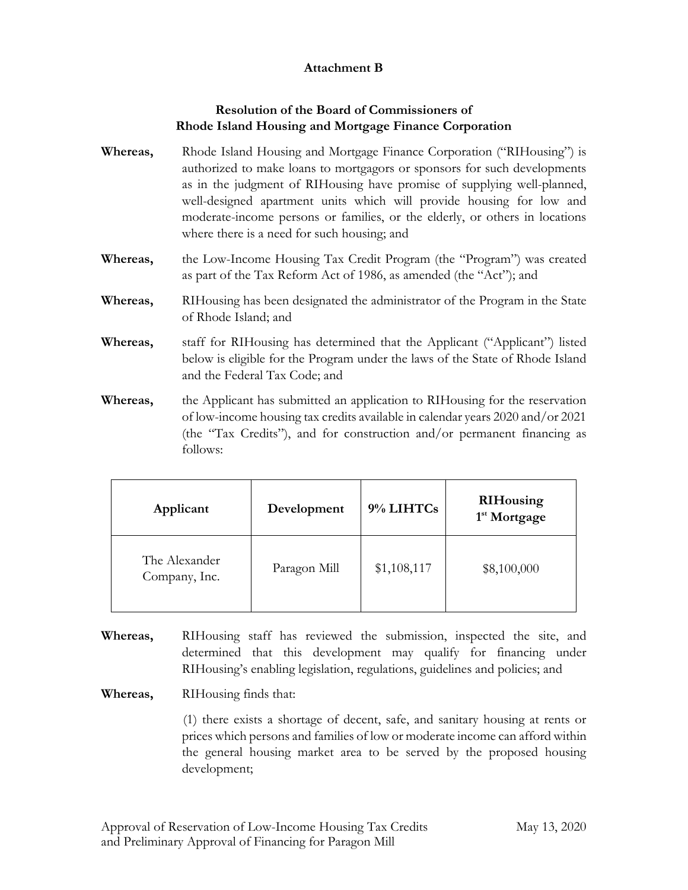**Attachment B**

**Resolution of the Board of Commissioners of Rhode Island Housing and Mortgage Finance Corporation**

**Whereas,** Rhode Island Housing and Mortgage Finance Corporation ("RIHousing") is authorized to make loans to mortgagors or sponsors for such developments as in the judgment of RIHousing have promise of supplying well-planned, well-designed apartment units which will provide housing for low and moderate-income persons or families, or the elderly, or others in locations where there is a need for such housing; and

**Whereas,** the Low-Income Housing Tax Credit Program (the "Program") was created as part of the Tax Reform Act of 1986, as amended (the "Act"); and

**Whereas,** RIHousing has been designated the administrator of the Program in the State of Rhode Island; and

**Whereas,** staff for RIHousing has determined that the Applicant ("Applicant") listed below is eligible for the Program under the laws of the State of Rhode Island and the Federal Tax Code; and

**Whereas,** the Applicant has submitted an application to RIHousing for the reservation of low-income housing tax credits available in calendar years 2020 and/or 2021 (the "Tax Credits"), and for construction and/or permanent financing as follows:

| Applicant | Development | 9% LIHTCs | RIHousing 1st Mortgage |
|---|---|---|---|
| The Alexander Company, Inc. | Paragon Mill | $1,108,117 | $8,100,000 |

**Whereas,** RIHousing staff has reviewed the submission, inspected the site, and determined that this development may qualify for financing under RIHousing's enabling legislation, regulations, guidelines and policies; and

**Whereas,** RIHousing finds that:

(1) there exists a shortage of decent, safe, and sanitary housing at rents or prices which persons and families of low or moderate income can afford within the general housing market area to be served by the proposed housing development;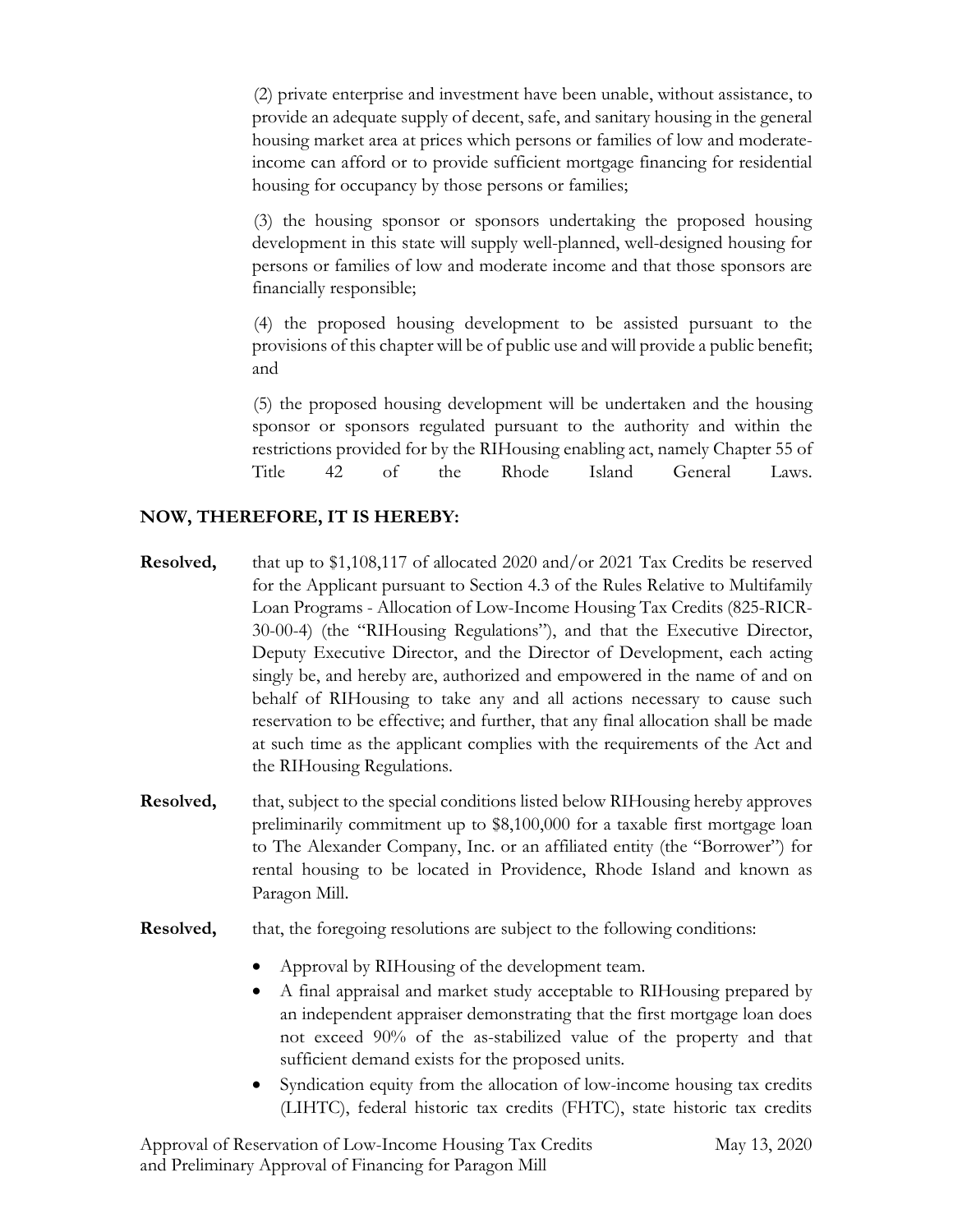(2) private enterprise and investment have been unable, without assistance, to provide an adequate supply of decent, safe, and sanitary housing in the general housing market area at prices which persons or families of low and moderate-income can afford or to provide sufficient mortgage financing for residential housing for occupancy by those persons or families;

(3) the housing sponsor or sponsors undertaking the proposed housing development in this state will supply well-planned, well-designed housing for persons or families of low and moderate income and that those sponsors are financially responsible;

(4) the proposed housing development to be assisted pursuant to the provisions of this chapter will be of public use and will provide a public benefit; and

(5) the proposed housing development will be undertaken and the housing sponsor or sponsors regulated pursuant to the authority and within the restrictions provided for by the RIHousing enabling act, namely Chapter 55 of Title 42 of the Rhode Island General Laws.

**NOW, THEREFORE, IT IS HEREBY:**

**Resolved,** that up to $1,108,117 of allocated 2020 and/or 2021 Tax Credits be reserved for the Applicant pursuant to Section 4.3 of the Rules Relative to Multifamily Loan Programs - Allocation of Low-Income Housing Tax Credits (825-RICR-30-00-4) (the "RIHousing Regulations"), and that the Executive Director, Deputy Executive Director, and the Director of Development, each acting singly be, and hereby are, authorized and empowered in the name of and on behalf of RIHousing to take any and all actions necessary to cause such reservation to be effective; and further, that any final allocation shall be made at such time as the applicant complies with the requirements of the Act and the RIHousing Regulations.

**Resolved,** that, subject to the special conditions listed below RIHousing hereby approves preliminarily commitment up to $8,100,000 for a taxable first mortgage loan to The Alexander Company, Inc. or an affiliated entity (the "Borrower") for rental housing to be located in Providence, Rhode Island and known as Paragon Mill.

**Resolved,** that, the foregoing resolutions are subject to the following conditions:

- Approval by RIHousing of the development team.
- A final appraisal and market study acceptable to RIHousing prepared by an independent appraiser demonstrating that the first mortgage loan does not exceed 90% of the as-stabilized value of the property and that sufficient demand exists for the proposed units.
- Syndication equity from the allocation of low-income housing tax credits (LIHTC), federal historic tax credits (FHTC), state historic tax credits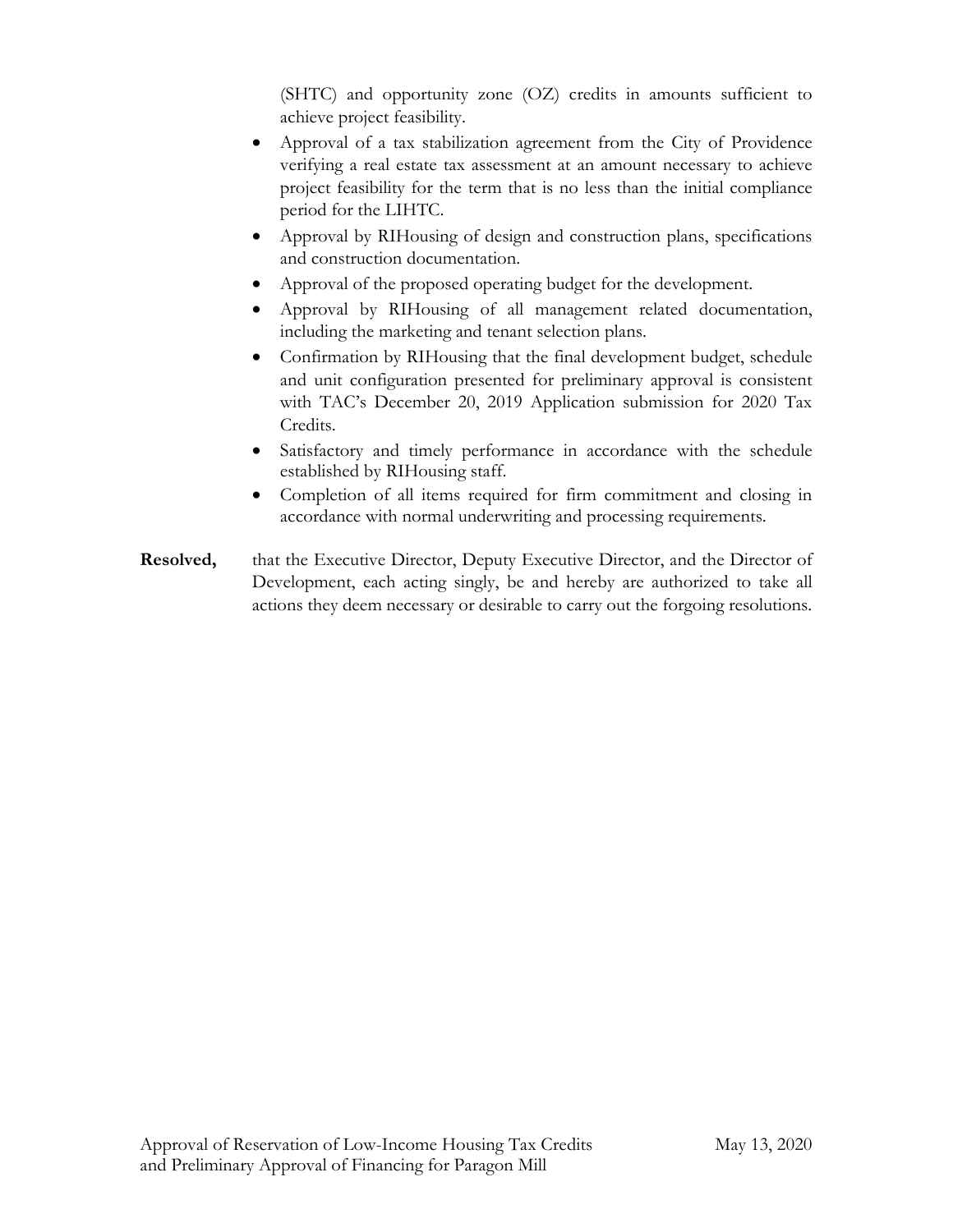(SHTC) and opportunity zone (OZ) credits in amounts sufficient to achieve project feasibility.

- Approval of a tax stabilization agreement from the City of Providence verifying a real estate tax assessment at an amount necessary to achieve project feasibility for the term that is no less than the initial compliance period for the LIHTC.
- Approval by RIHousing of design and construction plans, specifications and construction documentation.
- Approval of the proposed operating budget for the development.
- Approval by RIHousing of all management related documentation, including the marketing and tenant selection plans.
- Confirmation by RIHousing that the final development budget, schedule and unit configuration presented for preliminary approval is consistent with TAC's December 20, 2019 Application submission for 2020 Tax Credits.
- Satisfactory and timely performance in accordance with the schedule established by RIHousing staff.
- Completion of all items required for firm commitment and closing in accordance with normal underwriting and processing requirements.

**Resolved,** that the Executive Director, Deputy Executive Director, and the Director of Development, each acting singly, be and hereby are authorized to take all actions they deem necessary or desirable to carry out the forgoing resolutions.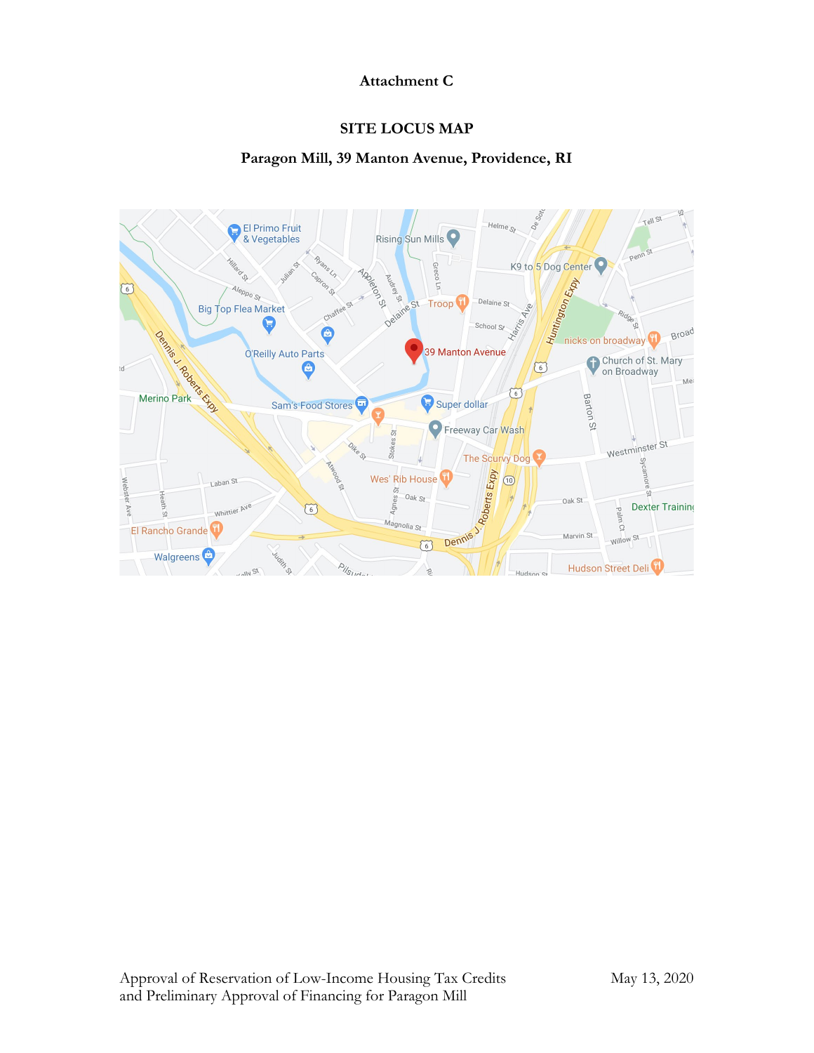**Attachment C**

**SITE LOCUS MAP**

**Paragon Mill, 39 Manton Avenue, Providence, RI**